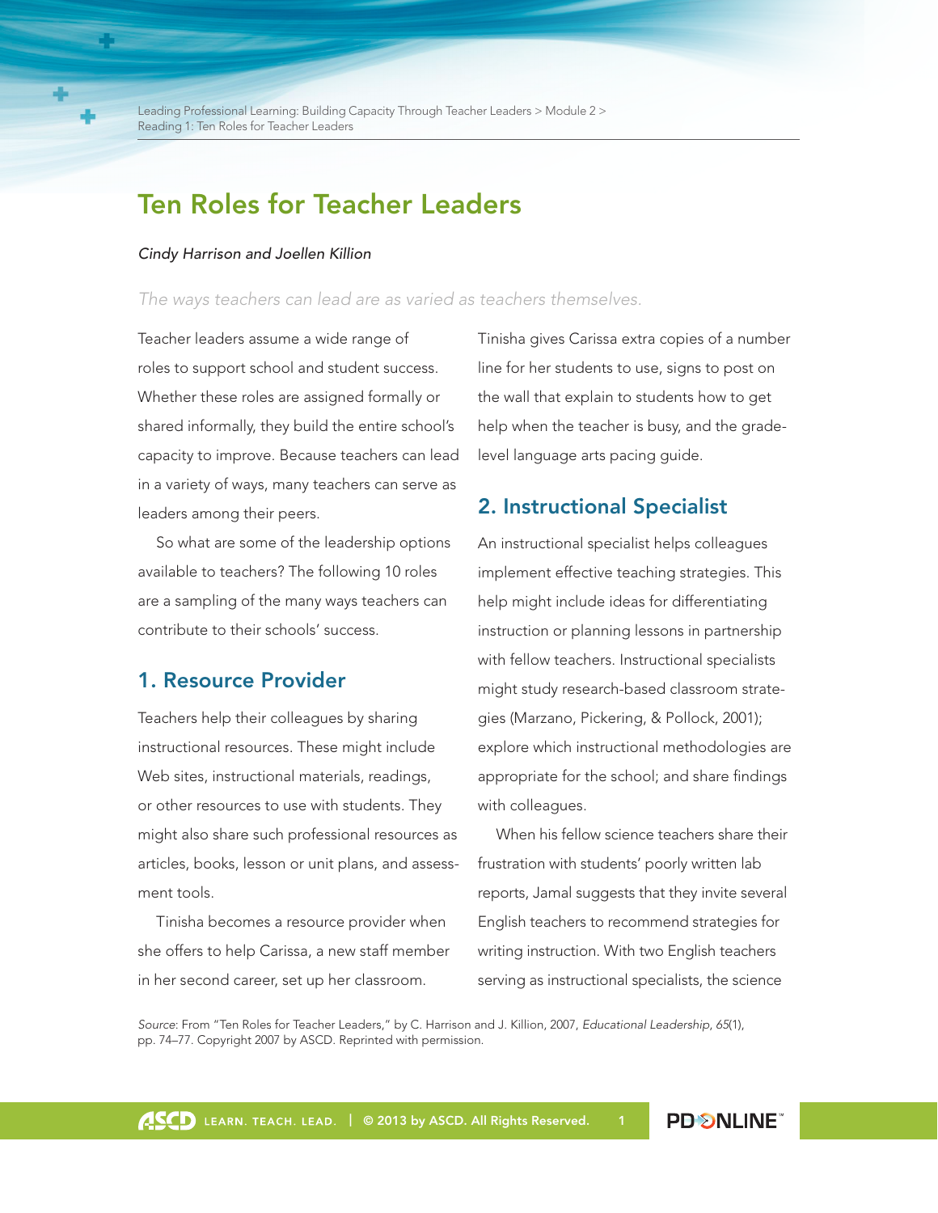# Ten Roles for Teacher Leaders

*Cindy Harrison and Joellen Killion*

*The ways teachers can lead are as varied as teachers themselves.*

Teacher leaders assume a wide range of roles to support school and student success. Whether these roles are assigned formally or shared informally, they build the entire school's capacity to improve. Because teachers can lead in a variety of ways, many teachers can serve as leaders among their peers.

So what are some of the leadership options available to teachers? The following 10 roles are a sampling of the many ways teachers can contribute to their schools' success.

## 1. Resource Provider

Teachers help their colleagues by sharing instructional resources. These might include Web sites, instructional materials, readings, or other resources to use with students. They might also share such professional resources as articles, books, lesson or unit plans, and assessment tools.

Tinisha becomes a resource provider when she offers to help Carissa, a new staff member in her second career, set up her classroom. Tinisha gives Carissa extra copies of a number line for her students to use, signs to post on the wall that explain to students how to get help when the teacher is busy, and the grade-level language arts pacing guide.

## 2. Instructional Specialist

An instructional specialist helps colleagues implement effective teaching strategies. This help might include ideas for differentiating instruction or planning lessons in partnership with fellow teachers. Instructional specialists might study research-based classroom strategies (Marzano, Pickering, & Pollock, 2001); explore which instructional methodologies are appropriate for the school; and share findings with colleagues.

When his fellow science teachers share their frustration with students' poorly written lab reports, Jamal suggests that they invite several English teachers to recommend strategies for writing instruction. With two English teachers serving as instructional specialists, the science

*Source*: From "Ten Roles for Teacher Leaders," by C. Harrison and J. Killion, 2007, *Educational Leadership*, *65*(1), pp. 74–77. Copyright 2007 by ASCD. Reprinted with permission.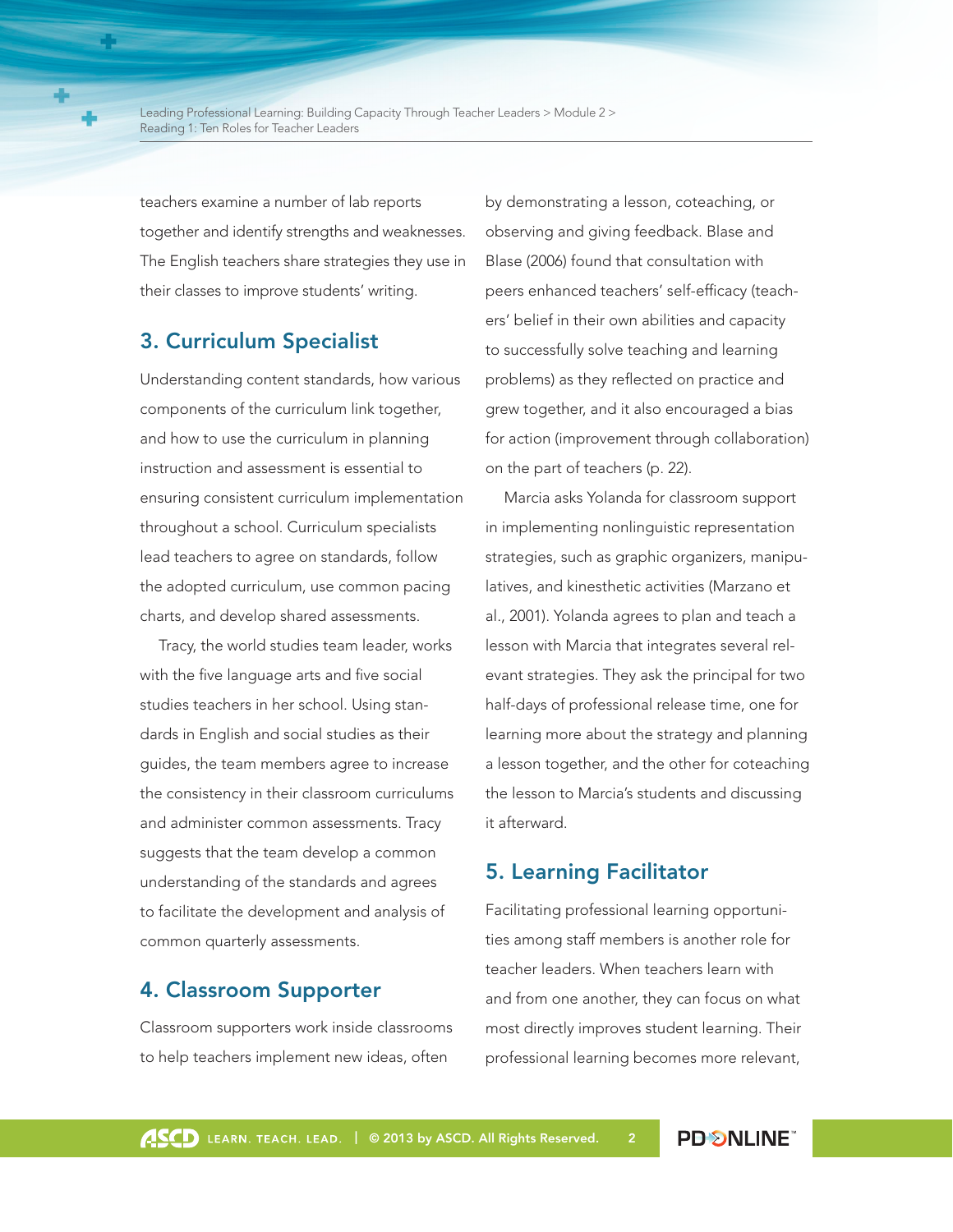teachers examine a number of lab reports together and identify strengths and weaknesses. The English teachers share strategies they use in their classes to improve students' writing.

## 3. Curriculum Specialist

Understanding content standards, how various components of the curriculum link together, and how to use the curriculum in planning instruction and assessment is essential to ensuring consistent curriculum implementation throughout a school. Curriculum specialists lead teachers to agree on standards, follow the adopted curriculum, use common pacing charts, and develop shared assessments.

Tracy, the world studies team leader, works with the five language arts and five social studies teachers in her school. Using standards in English and social studies as their guides, the team members agree to increase the consistency in their classroom curriculums and administer common assessments. Tracy suggests that the team develop a common understanding of the standards and agrees to facilitate the development and analysis of common quarterly assessments.

## 4. Classroom Supporter

Classroom supporters work inside classrooms to help teachers implement new ideas, often by demonstrating a lesson, coteaching, or observing and giving feedback. Blase and Blase (2006) found that consultation with peers enhanced teachers' self-efficacy (teachers' belief in their own abilities and capacity to successfully solve teaching and learning problems) as they reflected on practice and grew together, and it also encouraged a bias for action (improvement through collaboration) on the part of teachers (p. 22).

Marcia asks Yolanda for classroom support in implementing nonlinguistic representation strategies, such as graphic organizers, manipulatives, and kinesthetic activities (Marzano et al., 2001). Yolanda agrees to plan and teach a lesson with Marcia that integrates several relevant strategies. They ask the principal for two half-days of professional release time, one for learning more about the strategy and planning a lesson together, and the other for coteaching the lesson to Marcia's students and discussing it afterward.

## 5. Learning Facilitator

Facilitating professional learning opportunities among staff members is another role for teacher leaders. When teachers learn with and from one another, they can focus on what most directly improves student learning. Their professional learning becomes more relevant,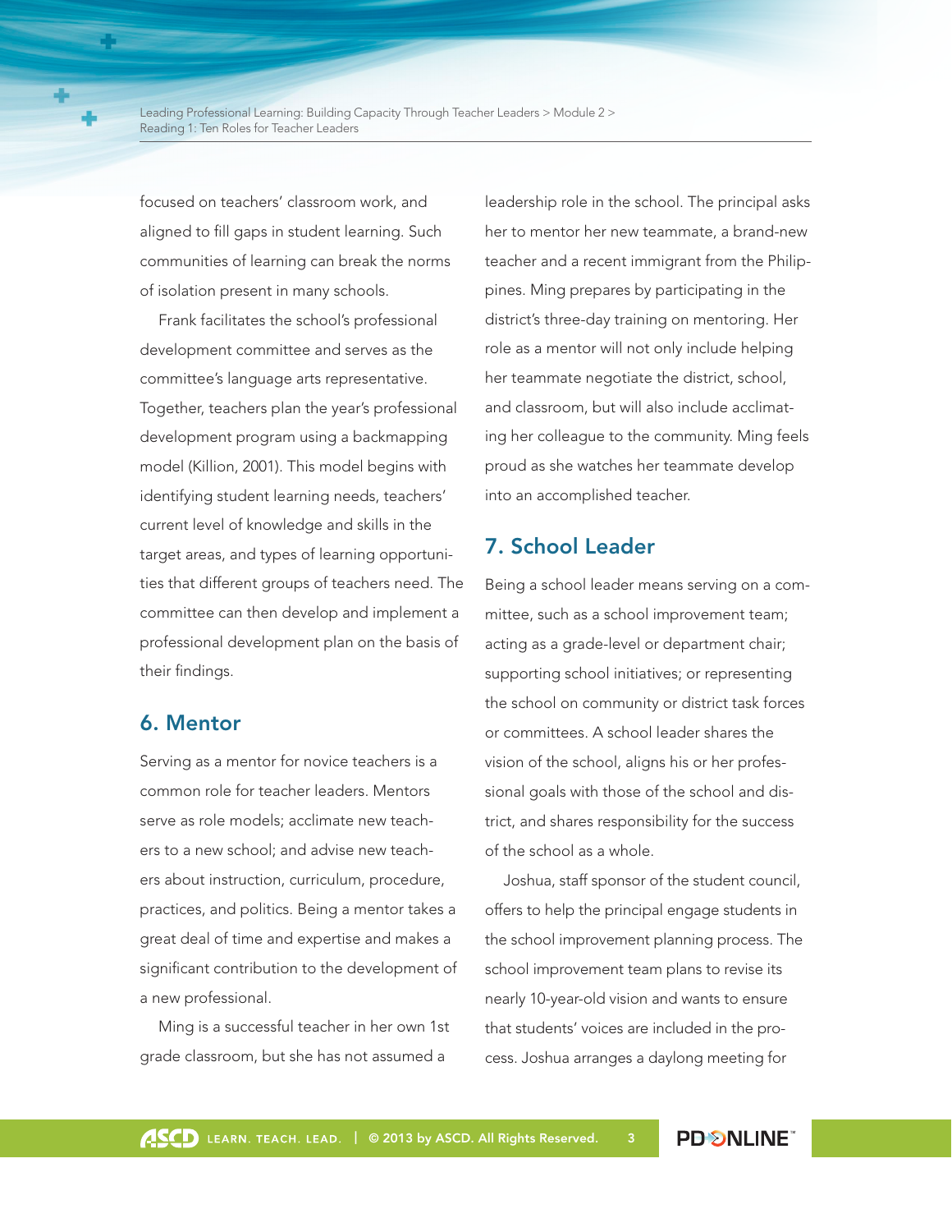focused on teachers' classroom work, and aligned to fill gaps in student learning. Such communities of learning can break the norms of isolation present in many schools.

Frank facilitates the school's professional development committee and serves as the committee's language arts representative. Together, teachers plan the year's professional development program using a backmapping model (Killion, 2001). This model begins with identifying student learning needs, teachers' current level of knowledge and skills in the target areas, and types of learning opportunities that different groups of teachers need. The committee can then develop and implement a professional development plan on the basis of their findings.

## 6. Mentor

Serving as a mentor for novice teachers is a common role for teacher leaders. Mentors serve as role models; acclimate new teachers to a new school; and advise new teachers about instruction, curriculum, procedure, practices, and politics. Being a mentor takes a great deal of time and expertise and makes a significant contribution to the development of a new professional.

Ming is a successful teacher in her own 1st grade classroom, but she has not assumed a leadership role in the school. The principal asks her to mentor her new teammate, a brand-new teacher and a recent immigrant from the Philippines. Ming prepares by participating in the district's three-day training on mentoring. Her role as a mentor will not only include helping her teammate negotiate the district, school, and classroom, but will also include acclimating her colleague to the community. Ming feels proud as she watches her teammate develop into an accomplished teacher.

## 7. School Leader

Being a school leader means serving on a committee, such as a school improvement team; acting as a grade-level or department chair; supporting school initiatives; or representing the school on community or district task forces or committees. A school leader shares the vision of the school, aligns his or her professional goals with those of the school and district, and shares responsibility for the success of the school as a whole.

Joshua, staff sponsor of the student council, offers to help the principal engage students in the school improvement planning process. The school improvement team plans to revise its nearly 10-year-old vision and wants to ensure that students' voices are included in the process. Joshua arranges a daylong meeting for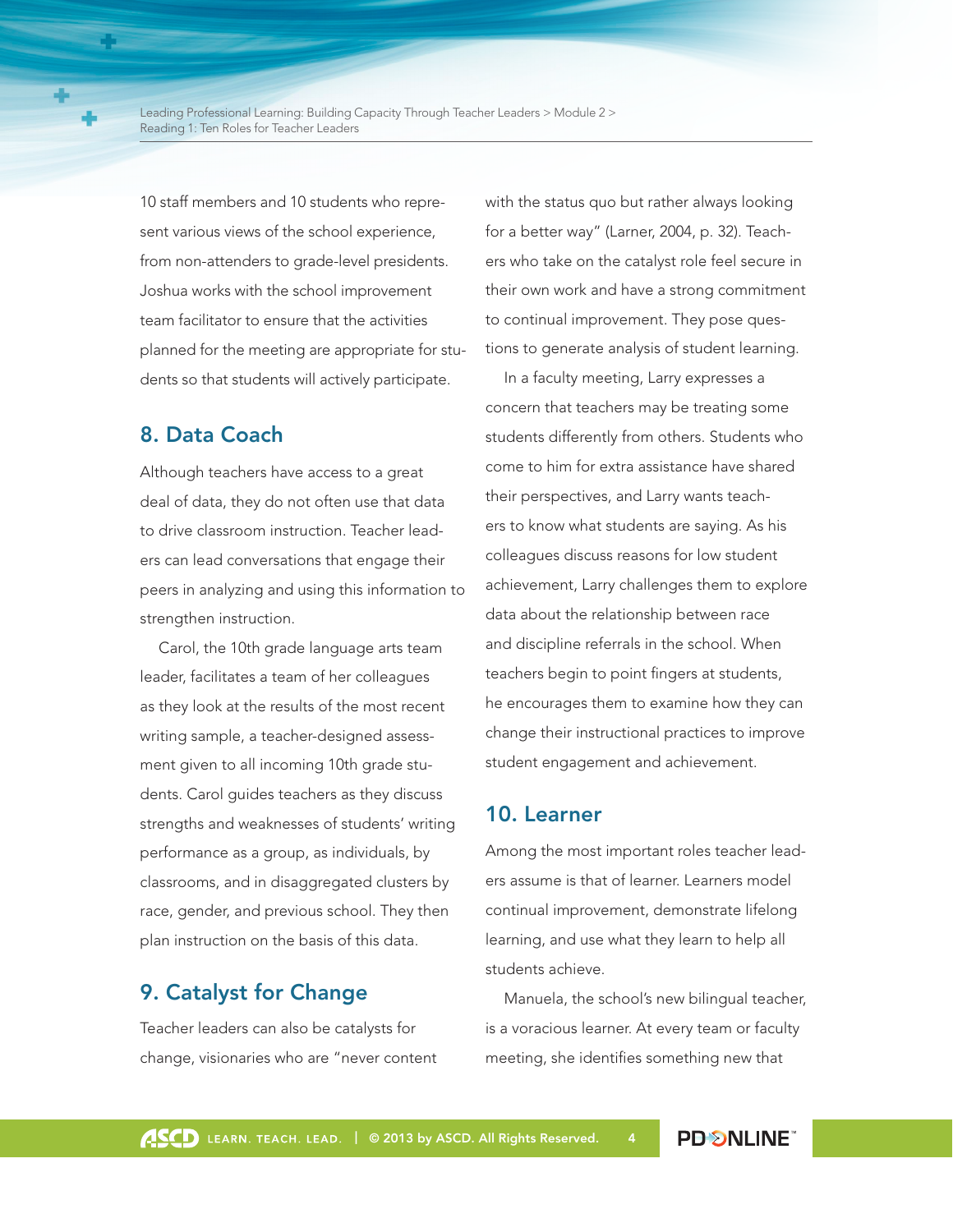10 staff members and 10 students who represent various views of the school experience, from non-attenders to grade-level presidents. Joshua works with the school improvement team facilitator to ensure that the activities planned for the meeting are appropriate for students so that students will actively participate.

## 8. Data Coach

Although teachers have access to a great deal of data, they do not often use that data to drive classroom instruction. Teacher leaders can lead conversations that engage their peers in analyzing and using this information to strengthen instruction.

Carol, the 10th grade language arts team leader, facilitates a team of her colleagues as they look at the results of the most recent writing sample, a teacher-designed assessment given to all incoming 10th grade students. Carol guides teachers as they discuss strengths and weaknesses of students' writing performance as a group, as individuals, by classrooms, and in disaggregated clusters by race, gender, and previous school. They then plan instruction on the basis of this data.

## 9. Catalyst for Change

Teacher leaders can also be catalysts for change, visionaries who are "never content with the status quo but rather always looking for a better way" (Larner, 2004, p. 32). Teachers who take on the catalyst role feel secure in their own work and have a strong commitment to continual improvement. They pose questions to generate analysis of student learning.

In a faculty meeting, Larry expresses a concern that teachers may be treating some students differently from others. Students who come to him for extra assistance have shared their perspectives, and Larry wants teachers to know what students are saying. As his colleagues discuss reasons for low student achievement, Larry challenges them to explore data about the relationship between race and discipline referrals in the school. When teachers begin to point fingers at students, he encourages them to examine how they can change their instructional practices to improve student engagement and achievement.

## 10. Learner

Among the most important roles teacher leaders assume is that of learner. Learners model continual improvement, demonstrate lifelong learning, and use what they learn to help all students achieve.

Manuela, the school's new bilingual teacher, is a voracious learner. At every team or faculty meeting, she identifies something new that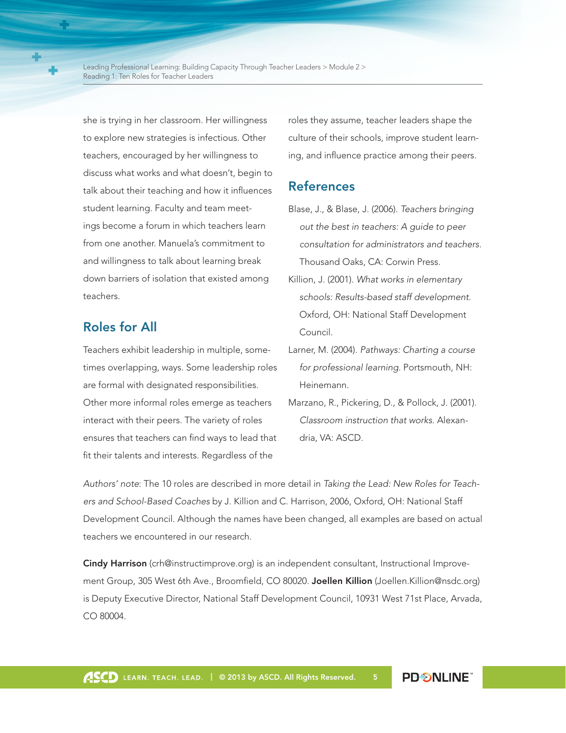she is trying in her classroom. Her willingness to explore new strategies is infectious. Other teachers, encouraged by her willingness to discuss what works and what doesn't, begin to talk about their teaching and how it influences student learning. Faculty and team meetings become a forum in which teachers learn from one another. Manuela's commitment to and willingness to talk about learning break down barriers of isolation that existed among teachers.

## Roles for All

Teachers exhibit leadership in multiple, sometimes overlapping, ways. Some leadership roles are formal with designated responsibilities. Other more informal roles emerge as teachers interact with their peers. The variety of roles ensures that teachers can find ways to lead that fit their talents and interests. Regardless of the roles they assume, teacher leaders shape the culture of their schools, improve student learning, and influence practice among their peers.

## References

Blase, J., & Blase, J. (2006). *Teachers bringing out the best in teachers: A guide to peer consultation for administrators and teachers*. Thousand Oaks, CA: Corwin Press.

Killion, J. (2001). *What works in elementary schools: Results-based staff development.* Oxford, OH: National Staff Development Council.

Larner, M. (2004). *Pathways: Charting a course for professional learning.* Portsmouth, NH: Heinemann.

Marzano, R., Pickering, D., & Pollock, J. (2001). *Classroom instruction that works.* Alexandria, VA: ASCD.

*Authors' note*: The 10 roles are described in more detail in *Taking the Lead: New Roles for Teachers and School-Based Coaches* by J. Killion and C. Harrison, 2006, Oxford, OH: National Staff Development Council. Although the names have been changed, all examples are based on actual teachers we encountered in our research.

**Cindy Harrison** (crh@instructimprove.org) is an independent consultant, Instructional Improvement Group, 305 West 6th Ave., Broomfield, CO 80020. **Joellen Killion** (Joellen.Killion@nsdc.org) is Deputy Executive Director, National Staff Development Council, 10931 West 71st Place, Arvada, CO 80004.